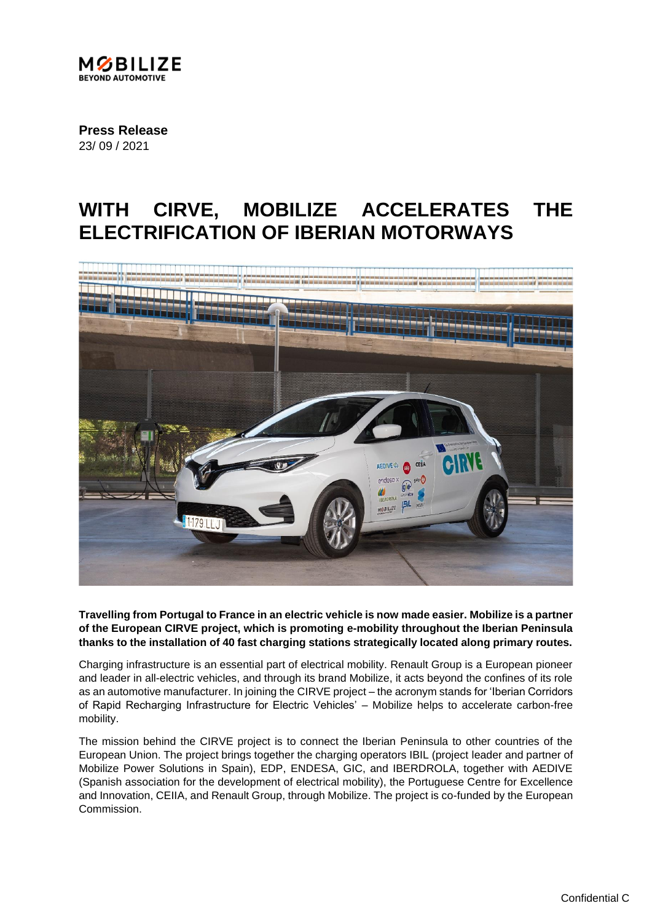MOBILIZE
BEYOND AUTOMOTIVE

**Press Release**
23/ 09 / 2021

# WITH CIRVE, MOBILIZE ACCELERATES THE ELECTRIFICATION OF IBERIAN MOTORWAYS

**Travelling from Portugal to France in an electric vehicle is now made easier. Mobilize is a partner of the European CIRVE project, which is promoting e-mobility throughout the Iberian Peninsula thanks to the installation of 40 fast charging stations strategically located along primary routes.**

Charging infrastructure is an essential part of electrical mobility. Renault Group is a European pioneer and leader in all-electric vehicles, and through its brand Mobilize, it acts beyond the confines of its role as an automotive manufacturer. In joining the CIRVE project – the acronym stands for 'Iberian Corridors of Rapid Recharging Infrastructure for Electric Vehicles' – Mobilize helps to accelerate carbon-free mobility.

The mission behind the CIRVE project is to connect the Iberian Peninsula to other countries of the European Union. The project brings together the charging operators IBIL (project leader and partner of Mobilize Power Solutions in Spain), EDP, ENDESA, GIC, and IBERDROLA, together with AEDIVE (Spanish association for the development of electrical mobility), the Portuguese Centre for Excellence and Innovation, CEIIA, and Renault Group, through Mobilize. The project is co-funded by the European Commission.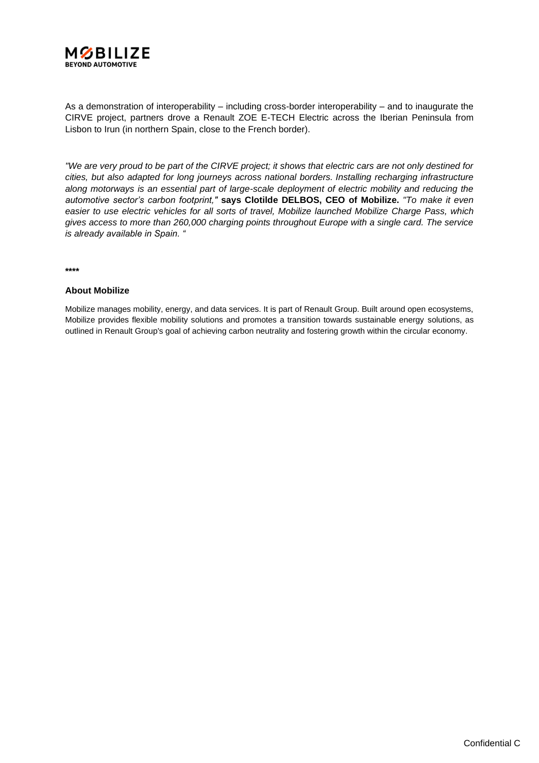As a demonstration of interoperability – including cross-border interoperability – and to inaugurate the CIRVE project, partners drove a Renault ZOE E-TECH Electric across the Iberian Peninsula from Lisbon to Irun (in northern Spain, close to the French border).

*"We are very proud to be part of the CIRVE project; it shows that electric cars are not only destined for cities, but also adapted for long journeys across national borders. Installing recharging infrastructure along motorways is an essential part of large-scale deployment of electric mobility and reducing the automotive sector's carbon footprint,"* **says Clotilde DELBOS, CEO of Mobilize.** *"To make it even easier to use electric vehicles for all sorts of travel, Mobilize launched Mobilize Charge Pass, which gives access to more than 260,000 charging points throughout Europe with a single card. The service is already available in Spain. "*

****

**About Mobilize**

Mobilize manages mobility, energy, and data services. It is part of Renault Group. Built around open ecosystems, Mobilize provides flexible mobility solutions and promotes a transition towards sustainable energy solutions, as outlined in Renault Group's goal of achieving carbon neutrality and fostering growth within the circular economy.